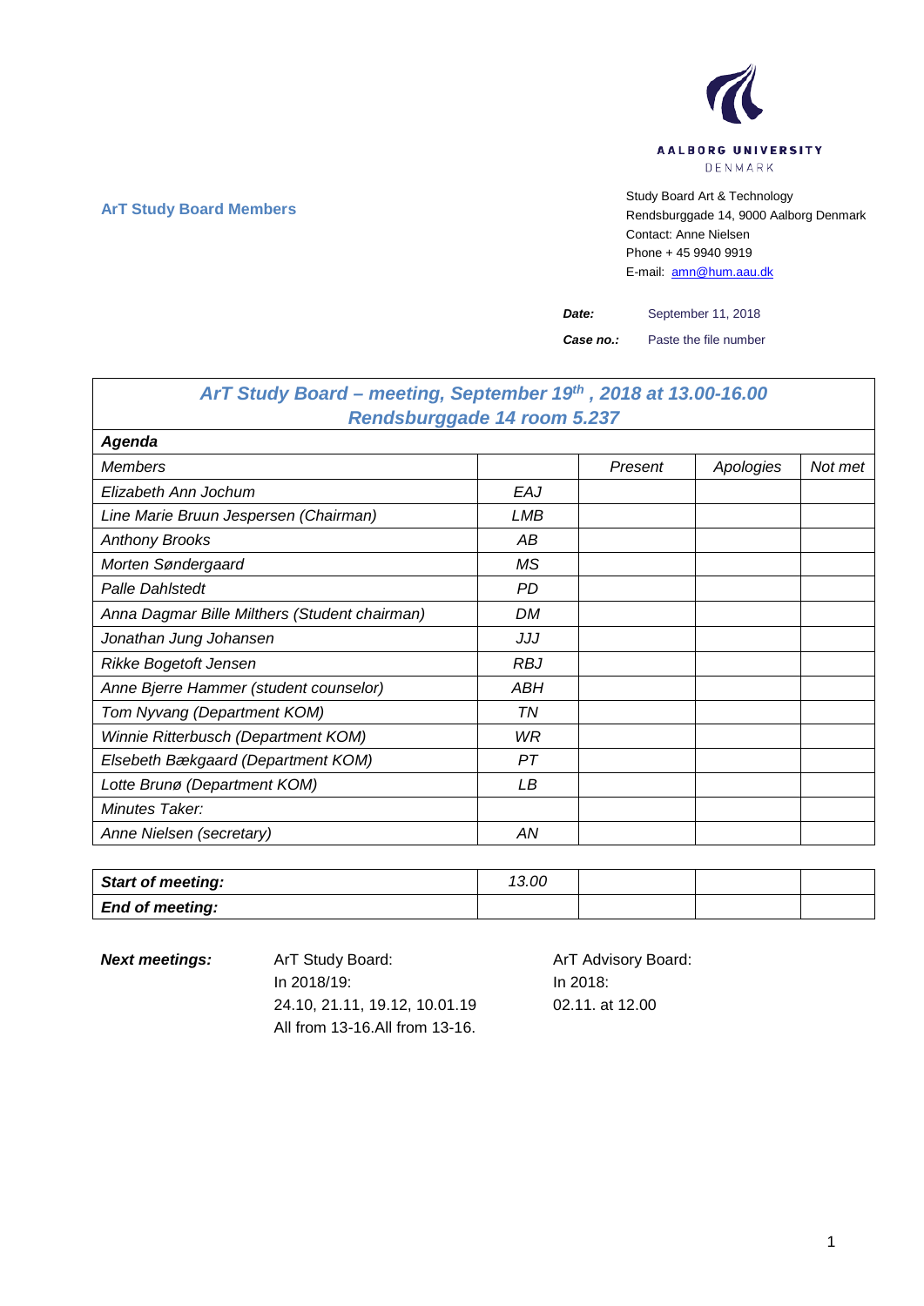AALBORG UNIVERSITY
DENMARK

**ArT Study Board Members**

Study Board Art & Technology
Rendsburggade 14, 9000 Aalborg Denmark
Contact: Anne Nielsen
Phone + 45 9940 9919
E-mail: amn@hum.aau.dk

***Date:*** September 11, 2018

***Case no.:*** Paste the file number

| ***ArT Study Board – meeting, September 19th , 2018 at 13.00-16.00 Rendsburggade 14 room 5.237*** | | | | |
|---|---|---|---|---|
| ***Agenda*** | | | | |
| *Members* | | *Present* | *Apologies* | *Not met* |
| *Elizabeth Ann Jochum* | *EAJ* | | | |
| *Line Marie Bruun Jespersen (Chairman)* | *LMB* | | | |
| *Anthony Brooks* | *AB* | | | |
| *Morten Søndergaard* | *MS* | | | |
| *Palle Dahlstedt* | *PD* | | | |
| *Anna Dagmar Bille Milthers (Student chairman)* | *DM* | | | |
| *Jonathan Jung Johansen* | *JJJ* | | | |
| *Rikke Bogetoft Jensen* | *RBJ* | | | |
| *Anne Bjerre Hammer (student counselor)* | *ABH* | | | |
| *Tom Nyvang (Department KOM)* | *TN* | | | |
| *Winnie Ritterbusch (Department KOM)* | *WR* | | | |
| *Elsebeth Bækgaard (Department KOM)* | *PT* | | | |
| *Lotte Brunø (Department KOM)* | *LB* | | | |
| *Minutes Taker:* | | | | |
| *Anne Nielsen (secretary)* | *AN* | | | |

| ***Start of meeting:*** | *13.00* | | | |
|---|---|---|---|---|
| ***End of meeting:*** | | | | |

***Next meetings:***

ArT Study Board:
In 2018/19:
24.10, 21.11, 19.12, 10.01.19
All from 13-16.All from 13-16.

ArT Advisory Board:
In 2018:
02.11. at 12.00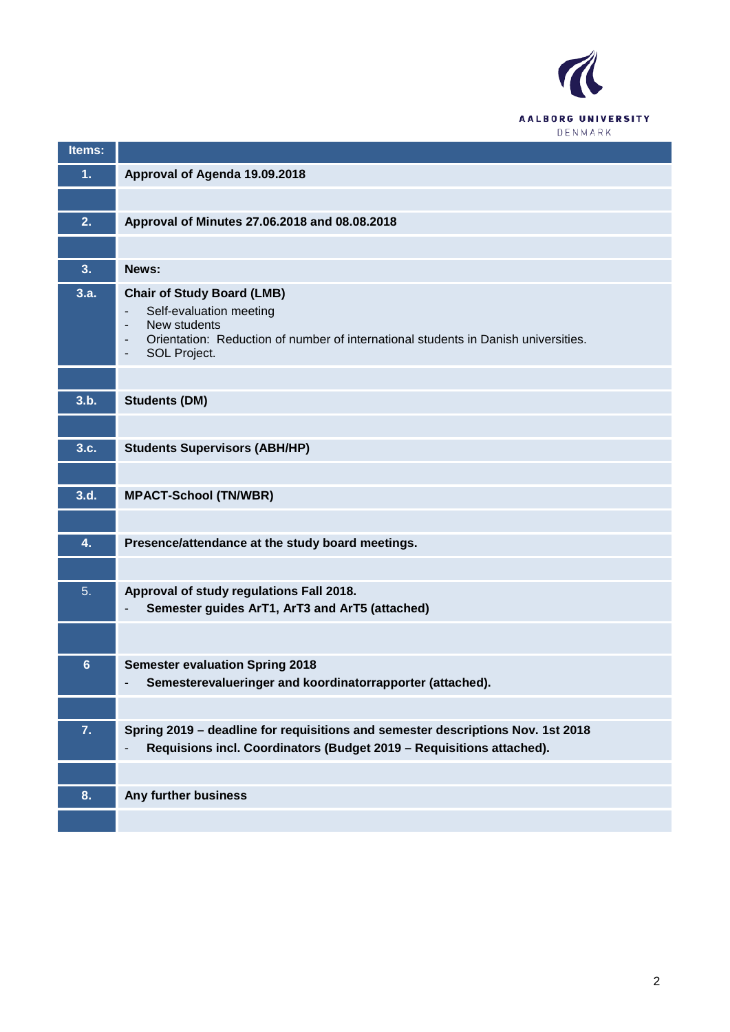AALBORG UNIVERSITY
DENMARK

| Items: | |
|---|---|
| **1.** | **Approval of Agenda 19.09.2018** |
| | |
| **2.** | **Approval of Minutes 27.06.2018 and 08.08.2018** |
| | |
| **3.** | **News:** |
| **3.a.** | **Chair of Study Board (LMB)**<br>- Self-evaluation meeting<br>- New students<br>- Orientation: Reduction of number of international students in Danish universities.<br>- SOL Project. |
| | |
| **3.b.** | **Students (DM)** |
| | |
| **3.c.** | **Students Supervisors (ABH/HP)** |
| | |
| **3.d.** | **MPACT-School (TN/WBR)** |
| | |
| **4.** | **Presence/attendance at the study board meetings.** |
| | |
| 5. | **Approval of study regulations Fall 2018.**<br>- **Semester guides ArT1, ArT3 and ArT5 (attached)** |
| | |
| **6** | **Semester evaluation Spring 2018**<br>- **Semesterevalueringer and koordinatorrapporter (attached).** |
| | |
| **7.** | **Spring 2019 – deadline for requisitions and semester descriptions Nov. 1st 2018**<br>- **Requisions incl. Coordinators (Budget 2019 – Requisitions attached).** |
| | |
| **8.** | **Any further business** |
| | |